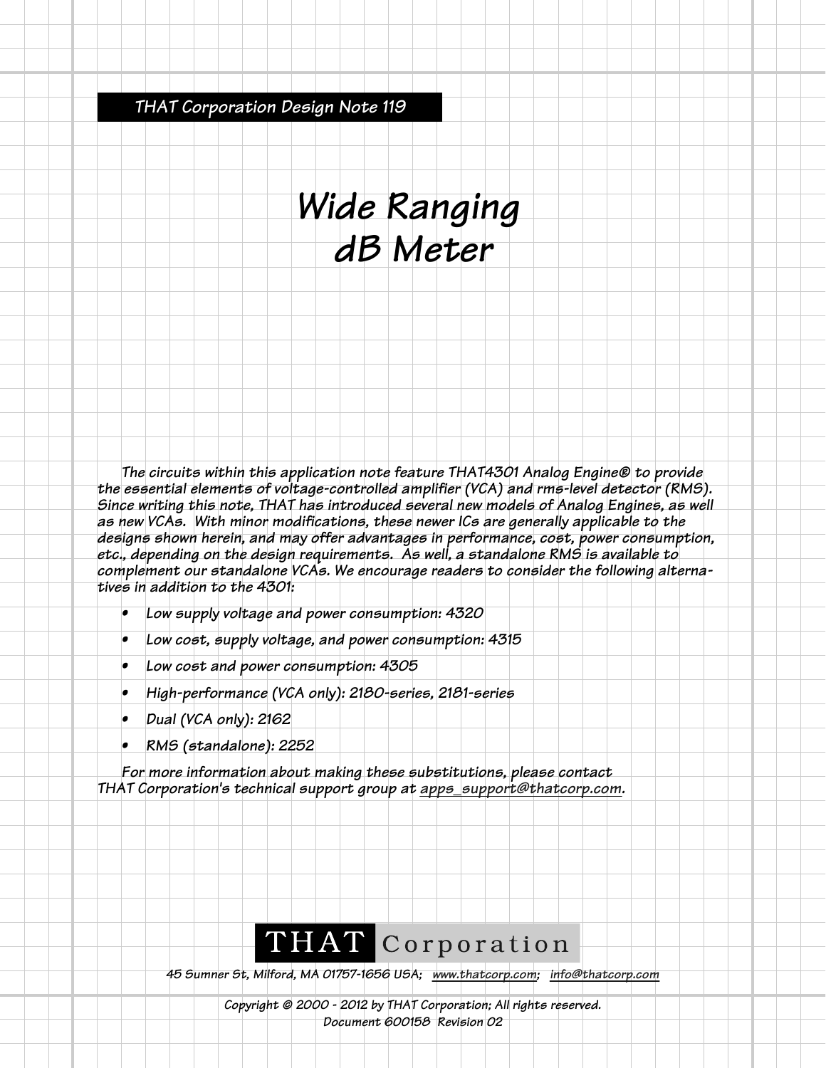THAT Corporation Design Note 119

# Wide Ranging dB Meter

The circuits within this application note feature THAT4301 Analog Engine® to provide the essential elements of voltage-controlled amplifier (VCA) and rms-level detector (RMS). Since writing this note, THAT has introduced several new models of Analog Engines, as well as new VCAs. With minor modifications, these newer ICs are generally applicable to the designs shown herein, and may offer advantages in performance, cost, power consumption, etc., depending on the design requirements. As well, a standalone RMS is available to complement our standalone VCAs. We encourage readers to consider the following alternatives in addition to the 4301:

- Low supply voltage and power consumption: 4320
- Low cost, supply voltage, and power consumption: 4315
- Low cost and power consumption: 4305
- High-performance (VCA only): 2180-series, 2181-series
- Dual (VCA only): 2162
- RMS (standalone): 2252

For more information about making these substitutions, please contact THAT Corporation's technical support group at apps_support@thatcorp.com.

THAT Corporation

45 Sumner St, Milford, MA 01757-1656 USA; www.thatcorp.com; info@thatcorp.com

Copyright © 2000 - 2012 by THAT Corporation; All rights reserved.
Document 600158 Revision 02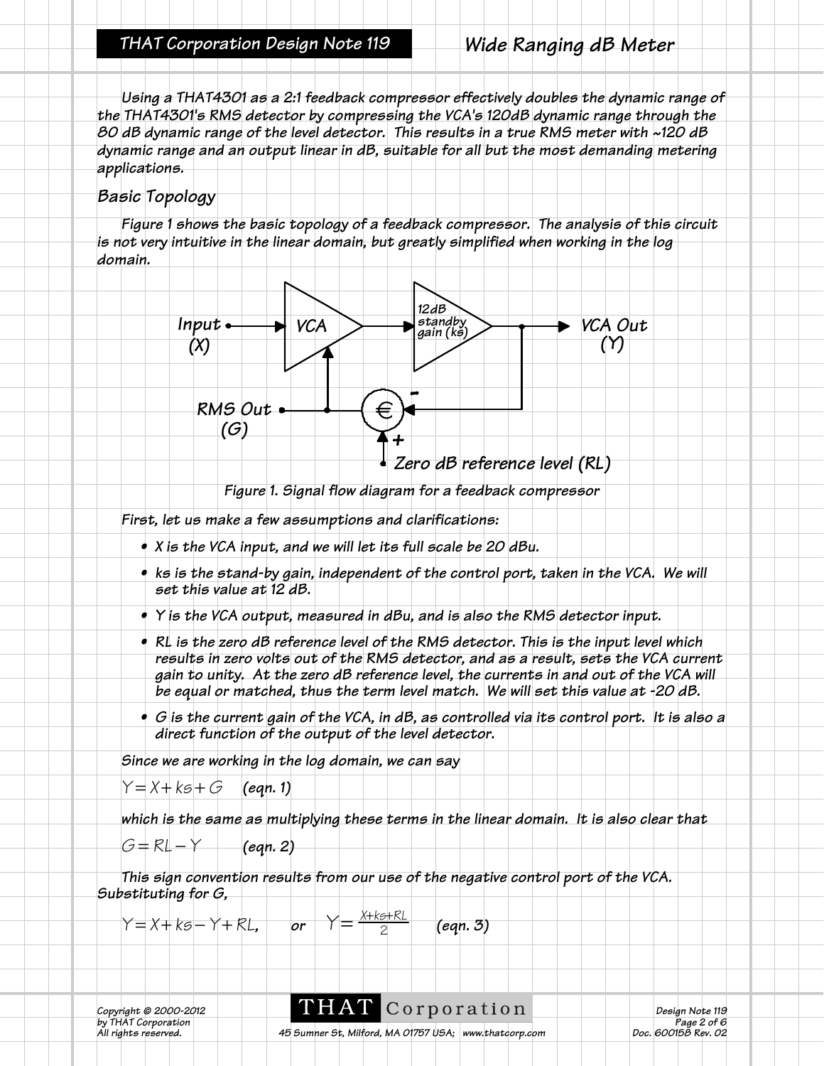Using a THAT4301 as a 2:1 feedback compressor effectively doubles the dynamic range of the THAT4301's RMS detector by compressing the VCA's 120dB dynamic range through the 80 dB dynamic range of the level detector. This results in a true RMS meter with ~120 dB dynamic range and an output linear in dB, suitable for all but the most demanding metering applications.

## Basic Topology

Figure 1 shows the basic topology of a feedback compressor. The analysis of this circuit is not very intuitive in the linear domain, but greatly simplified when working in the log domain.

Figure 1. Signal flow diagram for a feedback compressor

First, let us make a few assumptions and clarifications:

- X is the VCA input, and we will let its full scale be 20 dBu.
- ks is the stand-by gain, independent of the control port, taken in the VCA. We will set this value at 12 dB.
- Y is the VCA output, measured in dBu, and is also the RMS detector input.
- RL is the zero dB reference level of the RMS detector. This is the input level which results in zero volts out of the RMS detector, and as a result, sets the VCA current gain to unity. At the zero dB reference level, the currents in and out of the VCA will be equal or matched, thus the term level match. We will set this value at -20 dB.
- G is the current gain of the VCA, in dB, as controlled via its control port. It is also a direct function of the output of the level detector.

Since we are working in the log domain, we can say

$$Y = X + ks + G \quad \text{(eqn. 1)}$$

which is the same as multiplying these terms in the linear domain. It is also clear that

$$G = RL - Y \quad \text{(eqn. 2)}$$

This sign convention results from our use of the negative control port of the VCA. Substituting for G,

$$Y = X + ks - Y + RL, \quad \text{or} \quad Y = \frac{X + ks + RL}{2} \quad \text{(eqn. 3)}$$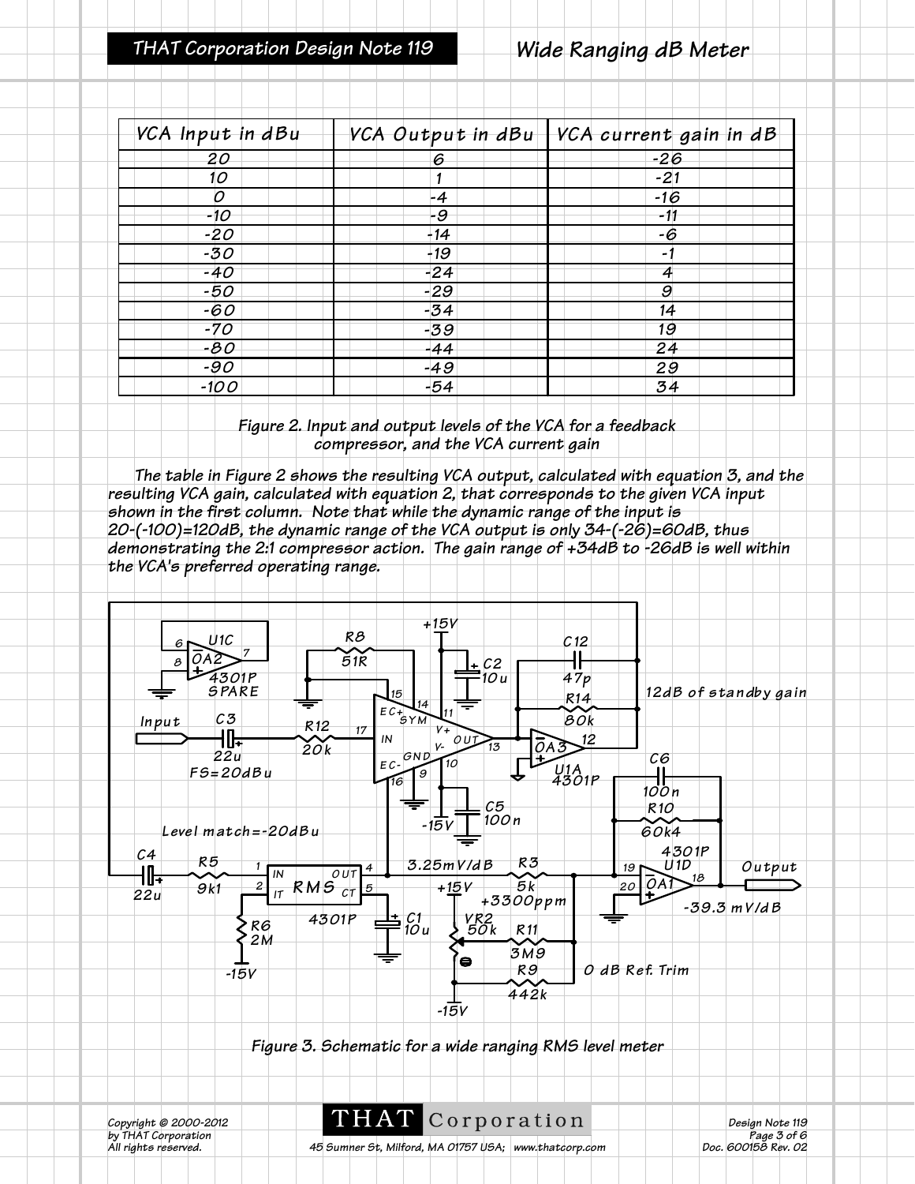| VCA Input in dBu | VCA Output in dBu | VCA current gain in dB |
|---|---|---|
| 20 | 6 | -26 |
| 10 | 1 | -21 |
| 0 | -4 | -16 |
| -10 | -9 | -11 |
| -20 | -14 | -6 |
| -30 | -19 | -1 |
| -40 | -24 | 4 |
| -50 | -29 | 9 |
| -60 | -34 | 14 |
| -70 | -39 | 19 |
| -80 | -44 | 24 |
| -90 | -49 | 29 |
| -100 | -54 | 34 |

Figure 2. Input and output levels of the VCA for a feedback compressor, and the VCA current gain

The table in Figure 2 shows the resulting VCA output, calculated with equation 3, and the resulting VCA gain, calculated with equation 2, that corresponds to the given VCA input shown in the first column. Note that while the dynamic range of the input is 20-(-100)=120dB, the dynamic range of the VCA output is only 34-(-26)=60dB, thus demonstrating the 2:1 compressor action. The gain range of +34dB to -26dB is well within the VCA's preferred operating range.

Figure 3. Schematic for a wide ranging RMS level meter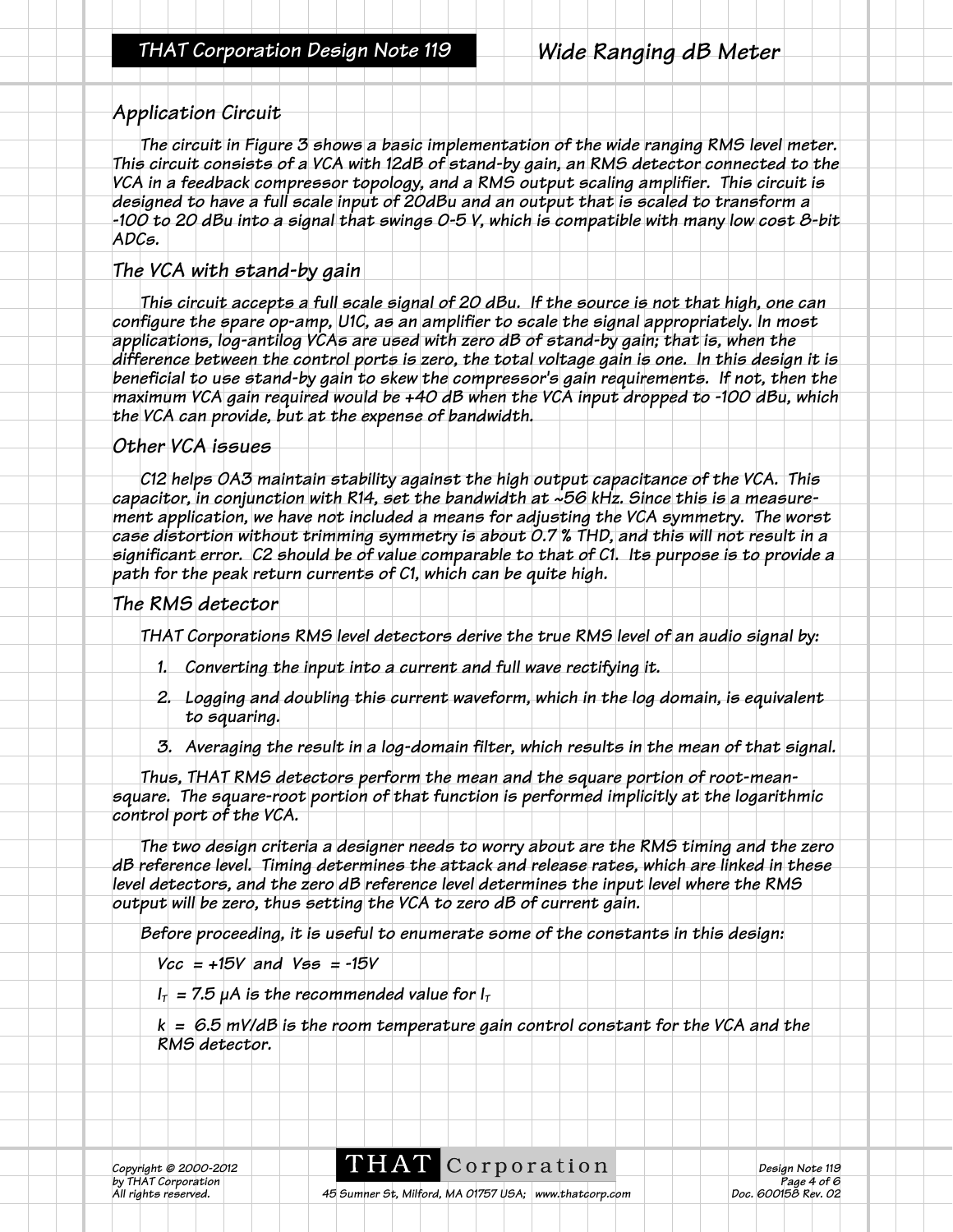## Application Circuit

The circuit in Figure 3 shows a basic implementation of the wide ranging RMS level meter. This circuit consists of a VCA with 12dB of stand-by gain, an RMS detector connected to the VCA in a feedback compressor topology, and a RMS output scaling amplifier. This circuit is designed to have a full scale input of 20dBu and an output that is scaled to transform a -100 to 20 dBu into a signal that swings 0-5 V, which is compatible with many low cost 8-bit ADCs.

## The VCA with stand-by gain

This circuit accepts a full scale signal of 20 dBu. If the source is not that high, one can configure the spare op-amp, U1C, as an amplifier to scale the signal appropriately. In most applications, log-antilog VCAs are used with zero dB of stand-by gain; that is, when the difference between the control ports is zero, the total voltage gain is one. In this design it is beneficial to use stand-by gain to skew the compressor's gain requirements. If not, then the maximum VCA gain required would be +40 dB when the VCA input dropped to -100 dBu, which the VCA can provide, but at the expense of bandwidth.

## Other VCA issues

C12 helps OA3 maintain stability against the high output capacitance of the VCA. This capacitor, in conjunction with R14, set the bandwidth at ~56 kHz. Since this is a measurement application, we have not included a means for adjusting the VCA symmetry. The worst case distortion without trimming symmetry is about 0.7 % THD, and this will not result in a significant error. C2 should be of value comparable to that of C1. Its purpose is to provide a path for the peak return currents of C1, which can be quite high.

## The RMS detector

THAT Corporations RMS level detectors derive the true RMS level of an audio signal by:

1. Converting the input into a current and full wave rectifying it.
2. Logging and doubling this current waveform, which in the log domain, is equivalent to squaring.
3. Averaging the result in a log-domain filter, which results in the mean of that signal.

Thus, THAT RMS detectors perform the mean and the square portion of root-mean-square. The square-root portion of that function is performed implicitly at the logarithmic control port of the VCA.

The two design criteria a designer needs to worry about are the RMS timing and the zero dB reference level. Timing determines the attack and release rates, which are linked in these level detectors, and the zero dB reference level determines the input level where the RMS output will be zero, thus setting the VCA to zero dB of current gain.

Before proceeding, it is useful to enumerate some of the constants in this design:

$V_{cc} = +15V$ and $V_{ss} = -15V$

$I_T = 7.5\ \mu A$ is the recommended value for $I_T$

$k = 6.5\ mV/dB$ is the room temperature gain control constant for the VCA and the RMS detector.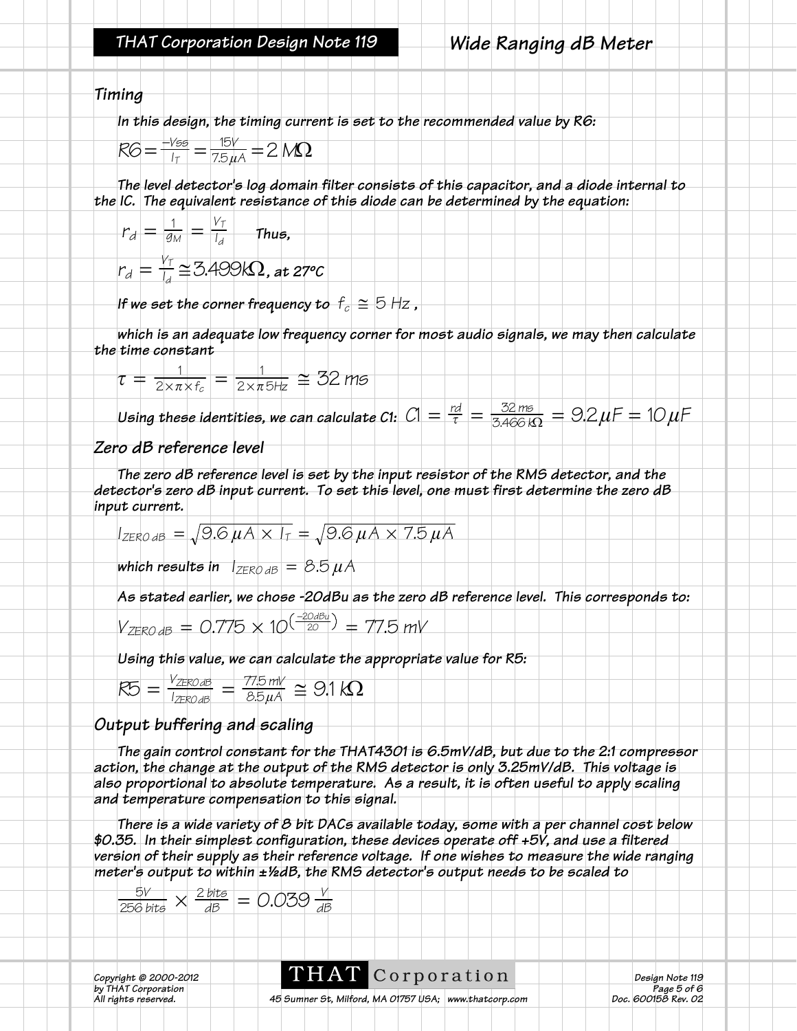## Timing

In this design, the timing current is set to the recommended value by R6:

$$R6 = \frac{-V_{SS}}{I_T} = \frac{15V}{7.5\mu A} = 2\ M\Omega$$

The level detector's log domain filter consists of this capacitor, and a diode internal to the IC. The equivalent resistance of this diode can be determined by the equation:

$$r_d = \frac{1}{g_M} = \frac{V_T}{I_d} \quad \text{Thus,}$$

$$r_d = \frac{V_T}{I_d} \cong 3.499k\Omega, \text{ at } 27°C$$

If we set the corner frequency to $f_c \cong 5\ Hz$,

which is an adequate low frequency corner for most audio signals, we may then calculate the time constant

$$\tau = \frac{1}{2 \times \pi \times f_c} = \frac{1}{2 \times \pi 5Hz} \cong 32\ ms$$

Using these identities, we can calculate C1: $C1 = \frac{rd}{\tau} = \frac{32\ ms}{3.466\ k\Omega} = 9.2\mu F = 10\mu F$

## Zero dB reference level

The zero dB reference level is set by the input resistor of the RMS detector, and the detector's zero dB input current. To set this level, one must first determine the zero dB input current.

$$I_{ZERO\ dB} = \sqrt{9.6\ \mu A \times I_T} = \sqrt{9.6\ \mu A \times 7.5\ \mu A}$$

which results in $I_{ZERO\ dB} = 8.5\ \mu A$

As stated earlier, we chose -20dBu as the zero dB reference level. This corresponds to:

$$V_{ZERO\ dB} = 0.775 \times 10^{\left(\frac{-20dBu}{20}\right)} = 77.5\ mV$$

Using this value, we can calculate the appropriate value for R5:

$$R5 = \frac{V_{ZERO\ dB}}{I_{ZERO\ dB}} = \frac{77.5\ mV}{8.5\mu A} \cong 9.1\ k\Omega$$

## Output buffering and scaling

The gain control constant for the THAT4301 is 6.5mV/dB, but due to the 2:1 compressor action, the change at the output of the RMS detector is only 3.25mV/dB. This voltage is also proportional to absolute temperature. As a result, it is often useful to apply scaling and temperature compensation to this signal.

There is a wide variety of 8 bit DACs available today, some with a per channel cost below \$0.35. In their simplest configuration, these devices operate off +5V, and use a filtered version of their supply as their reference voltage. If one wishes to measure the wide ranging meter's output to within ±½dB, the RMS detector's output needs to be scaled to

$$\frac{5V}{256\ bits} \times \frac{2\ bits}{dB} = 0.039\ \frac{V}{dB}$$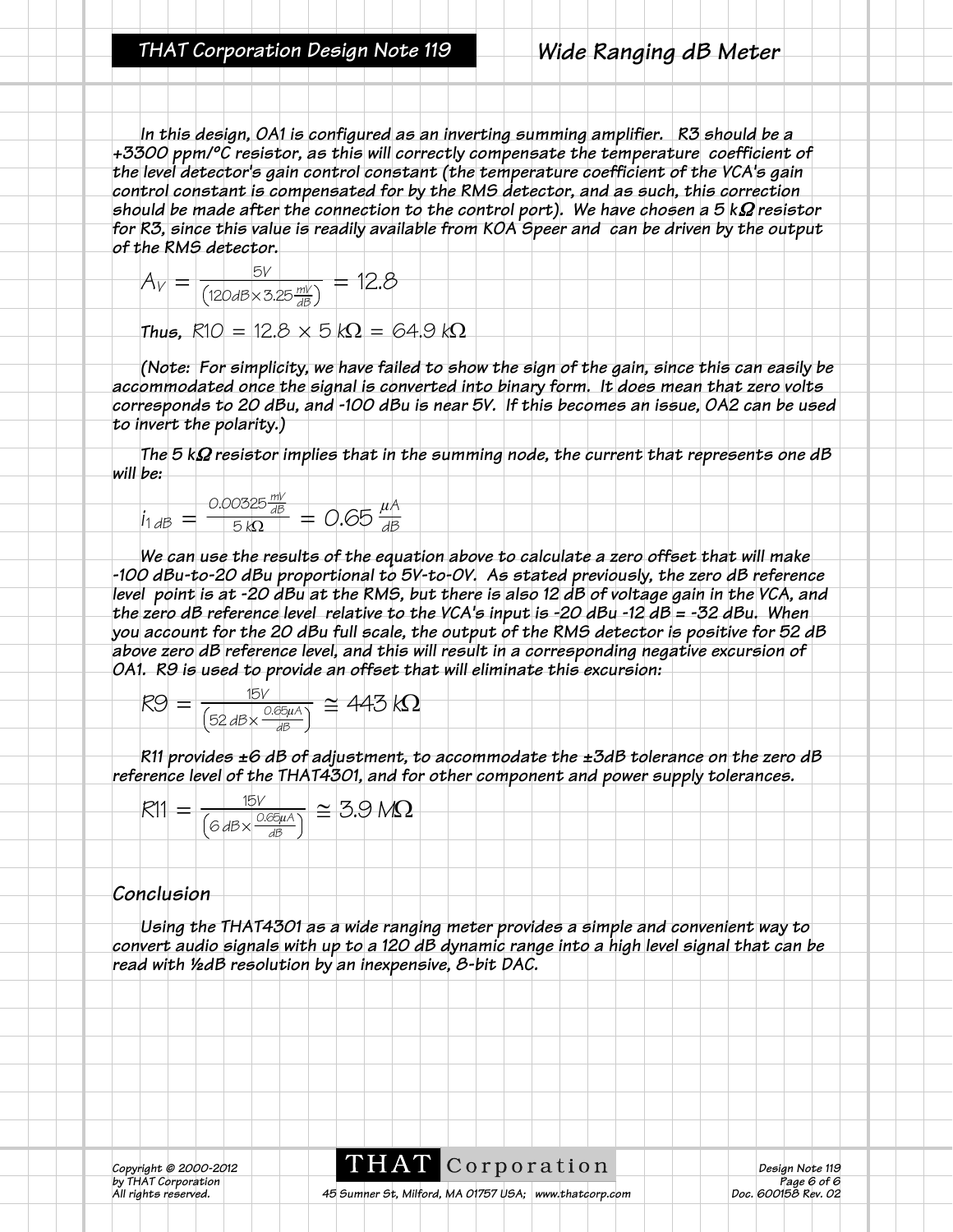In this design, OA1 is configured as an inverting summing amplifier. R3 should be a +3300 ppm/°C resistor, as this will correctly compensate the temperature coefficient of the level detector's gain control constant (the temperature coefficient of the VCA's gain control constant is compensated for by the RMS detector, and as such, this correction should be made after the connection to the control port). We have chosen a 5 kΩ resistor for R3, since this value is readily available from KOA Speer and can be driven by the output of the RMS detector.

$$A_V = \frac{5V}{\left(120dB \times 3.25\frac{mV}{dB}\right)} = 12.8$$

Thus, $R10 = 12.8 \times 5\,k\Omega = 64.9\,k\Omega$

(Note: For simplicity, we have failed to show the sign of the gain, since this can easily be accommodated once the signal is converted into binary form. It does mean that zero volts corresponds to 20 dBu, and -100 dBu is near 5V. If this becomes an issue, OA2 can be used to invert the polarity.)

The 5 kΩ resistor implies that in the summing node, the current that represents one dB will be:

$$i_{1\,dB} = \frac{0.00325\frac{mV}{dB}}{5\,k\Omega} = 0.65\,\frac{\mu A}{dB}$$

We can use the results of the equation above to calculate a zero offset that will make -100 dBu-to-20 dBu proportional to 5V-to-0V. As stated previously, the zero dB reference level point is at -20 dBu at the RMS, but there is also 12 dB of voltage gain in the VCA, and the zero dB reference level relative to the VCA's input is -20 dBu -12 dB = -32 dBu. When you account for the 20 dBu full scale, the output of the RMS detector is positive for 52 dB above zero dB reference level, and this will result in a corresponding negative excursion of OA1. R9 is used to provide an offset that will eliminate this excursion:

$$R9 = \frac{15V}{\left(52\,dB \times \frac{0.65\mu A}{dB}\right)} \cong 443\,k\Omega$$

R11 provides ±6 dB of adjustment, to accommodate the ±3dB tolerance on the zero dB reference level of the THAT4301, and for other component and power supply tolerances.

$$R11 = \frac{15V}{\left(6\,dB \times \frac{0.65\mu A}{dB}\right)} \cong 3.9\,M\Omega$$

## Conclusion

Using the THAT4301 as a wide ranging meter provides a simple and convenient way to convert audio signals with up to a 120 dB dynamic range into a high level signal that can be read with ½dB resolution by an inexpensive, 8-bit DAC.